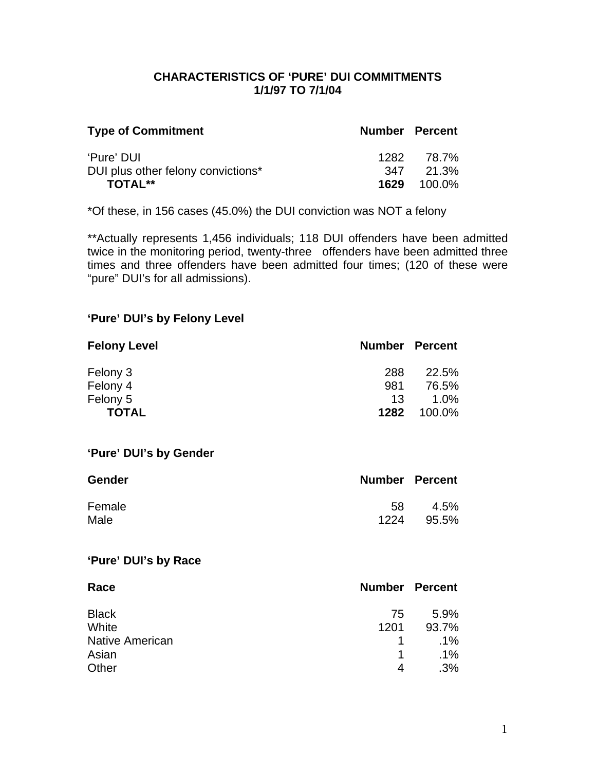# CHARACTERISTICS OF 'PURE' DUI COMMITMENTS
## 1/1/97 TO 7/1/04

| Type of Commitment | Number | Percent |
|---|---|---|
| 'Pure' DUI | 1282 | 78.7% |
| DUI plus other felony convictions* | 347 | 21.3% |
| **TOTAL**** | **1629** | 100.0% |

*Of these, in 156 cases (45.0%) the DUI conviction was NOT a felony

**Actually represents 1,456 individuals; 118 DUI offenders have been admitted twice in the monitoring period, twenty-three offenders have been admitted three times and three offenders have been admitted four times; (120 of these were "pure" DUI's for all admissions).

### 'Pure' DUI's by Felony Level

| Felony Level | Number | Percent |
|---|---|---|
| Felony 3 | 288 | 22.5% |
| Felony 4 | 981 | 76.5% |
| Felony 5 | 13 | 1.0% |
| **TOTAL** | **1282** | 100.0% |

### 'Pure' DUI's by Gender

| Gender | Number | Percent |
|---|---|---|
| Female | 58 | 4.5% |
| Male | 1224 | 95.5% |

### 'Pure' DUI's by Race

| Race | Number | Percent |
|---|---|---|
| Black | 75 | 5.9% |
| White | 1201 | 93.7% |
| Native American | 1 | .1% |
| Asian | 1 | .1% |
| Other | 4 | .3% |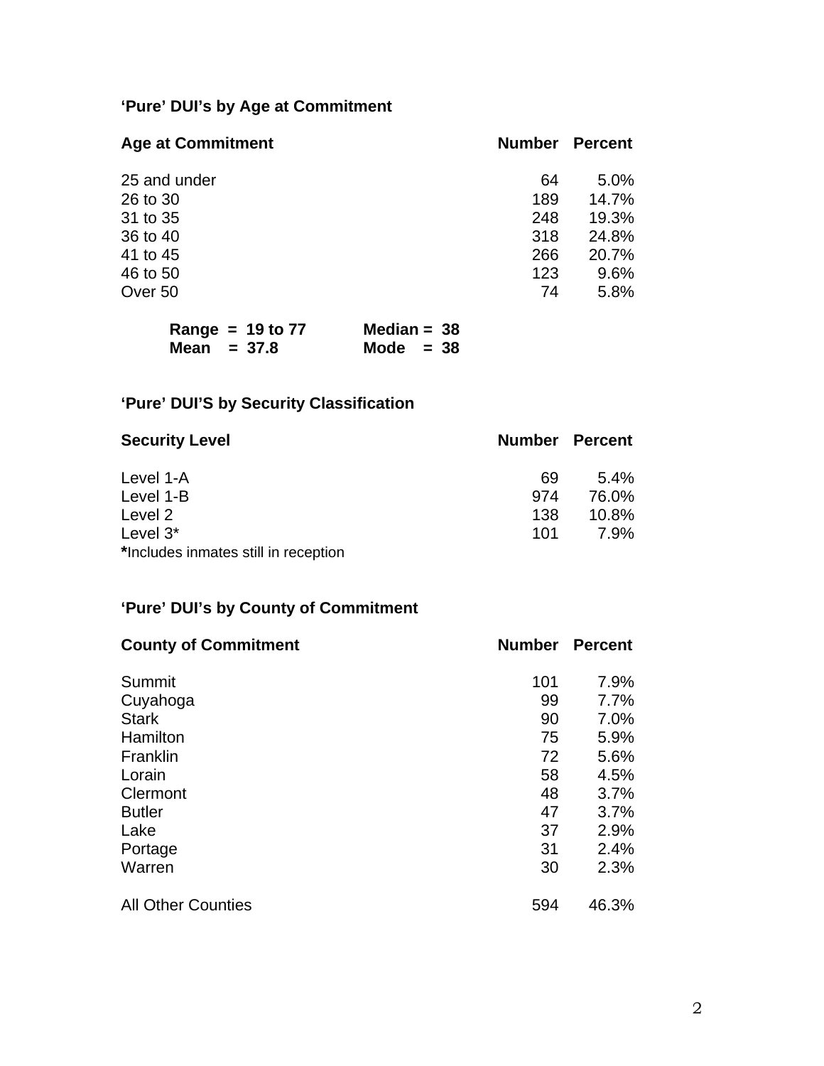## 'Pure' DUI's by Age at Commitment

| Age at Commitment | Number | Percent |
|---|---|---|
| 25 and under | 64 | 5.0% |
| 26 to 30 | 189 | 14.7% |
| 31 to 35 | 248 | 19.3% |
| 36 to 40 | 318 | 24.8% |
| 41 to 45 | 266 | 20.7% |
| 46 to 50 | 123 | 9.6% |
| Over 50 | 74 | 5.8% |

**Range = 19 to 77** **Median = 38**
**Mean = 37.8** **Mode = 38**

## 'Pure' DUI'S by Security Classification

| Security Level | Number | Percent |
|---|---|---|
| Level 1-A | 69 | 5.4% |
| Level 1-B | 974 | 76.0% |
| Level 2 | 138 | 10.8% |
| Level 3* | 101 | 7.9% |

**\***Includes inmates still in reception

## 'Pure' DUI's by County of Commitment

| County of Commitment | Number | Percent |
|---|---|---|
| Summit | 101 | 7.9% |
| Cuyahoga | 99 | 7.7% |
| Stark | 90 | 7.0% |
| Hamilton | 75 | 5.9% |
| Franklin | 72 | 5.6% |
| Lorain | 58 | 4.5% |
| Clermont | 48 | 3.7% |
| Butler | 47 | 3.7% |
| Lake | 37 | 2.9% |
| Portage | 31 | 2.4% |
| Warren | 30 | 2.3% |
| All Other Counties | 594 | 46.3% |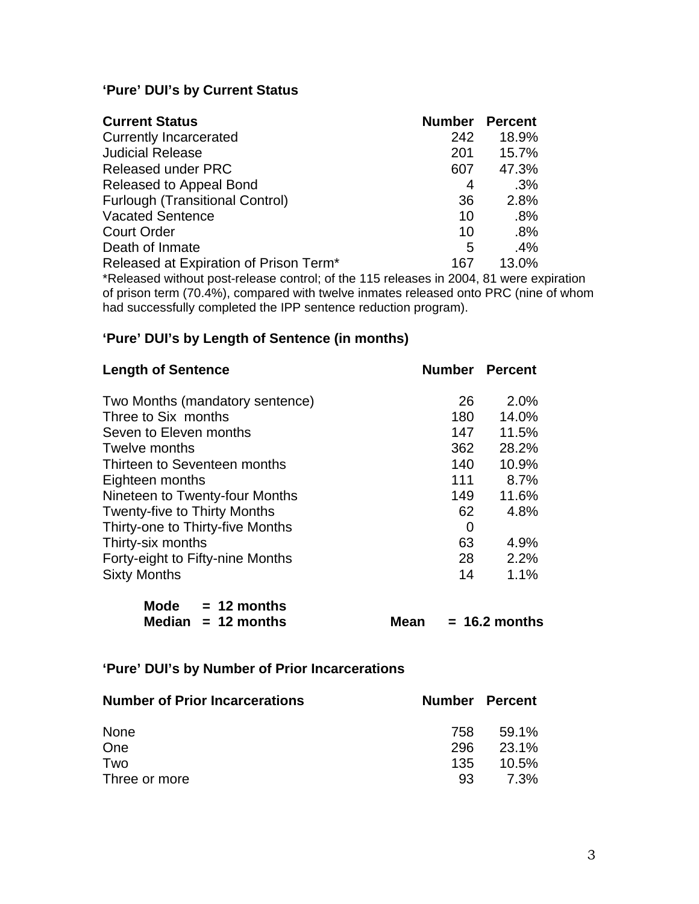### ‘Pure’ DUI’s by Current Status

| Current Status | Number | Percent |
|---|---|---|
| Currently Incarcerated | 242 | 18.9% |
| Judicial Release | 201 | 15.7% |
| Released under PRC | 607 | 47.3% |
| Released to Appeal Bond | 4 | .3% |
| Furlough (Transitional Control) | 36 | 2.8% |
| Vacated Sentence | 10 | .8% |
| Court Order | 10 | .8% |
| Death of Inmate | 5 | .4% |
| Released at Expiration of Prison Term* | 167 | 13.0% |

*Released without post-release control; of the 115 releases in 2004, 81 were expiration of prison term (70.4%), compared with twelve inmates released onto PRC (nine of whom had successfully completed the IPP sentence reduction program).

### ‘Pure’ DUI’s by Length of Sentence (in months)

| Length of Sentence | Number | Percent |
|---|---|---|
| Two Months (mandatory sentence) | 26 | 2.0% |
| Three to Six months | 180 | 14.0% |
| Seven to Eleven months | 147 | 11.5% |
| Twelve months | 362 | 28.2% |
| Thirteen to Seventeen months | 140 | 10.9% |
| Eighteen months | 111 | 8.7% |
| Nineteen to Twenty-four Months | 149 | 11.6% |
| Twenty-five to Thirty Months | 62 | 4.8% |
| Thirty-one to Thirty-five Months | 0 | |
| Thirty-six months | 63 | 4.9% |
| Forty-eight to Fifty-nine Months | 28 | 2.2% |
| Sixty Months | 14 | 1.1% |

**Mode = 12 months**
**Median = 12 months** **Mean = 16.2 months**

### ‘Pure’ DUI’s by Number of Prior Incarcerations

| Number of Prior Incarcerations | Number | Percent |
|---|---|---|
| None | 758 | 59.1% |
| One | 296 | 23.1% |
| Two | 135 | 10.5% |
| Three or more | 93 | 7.3% |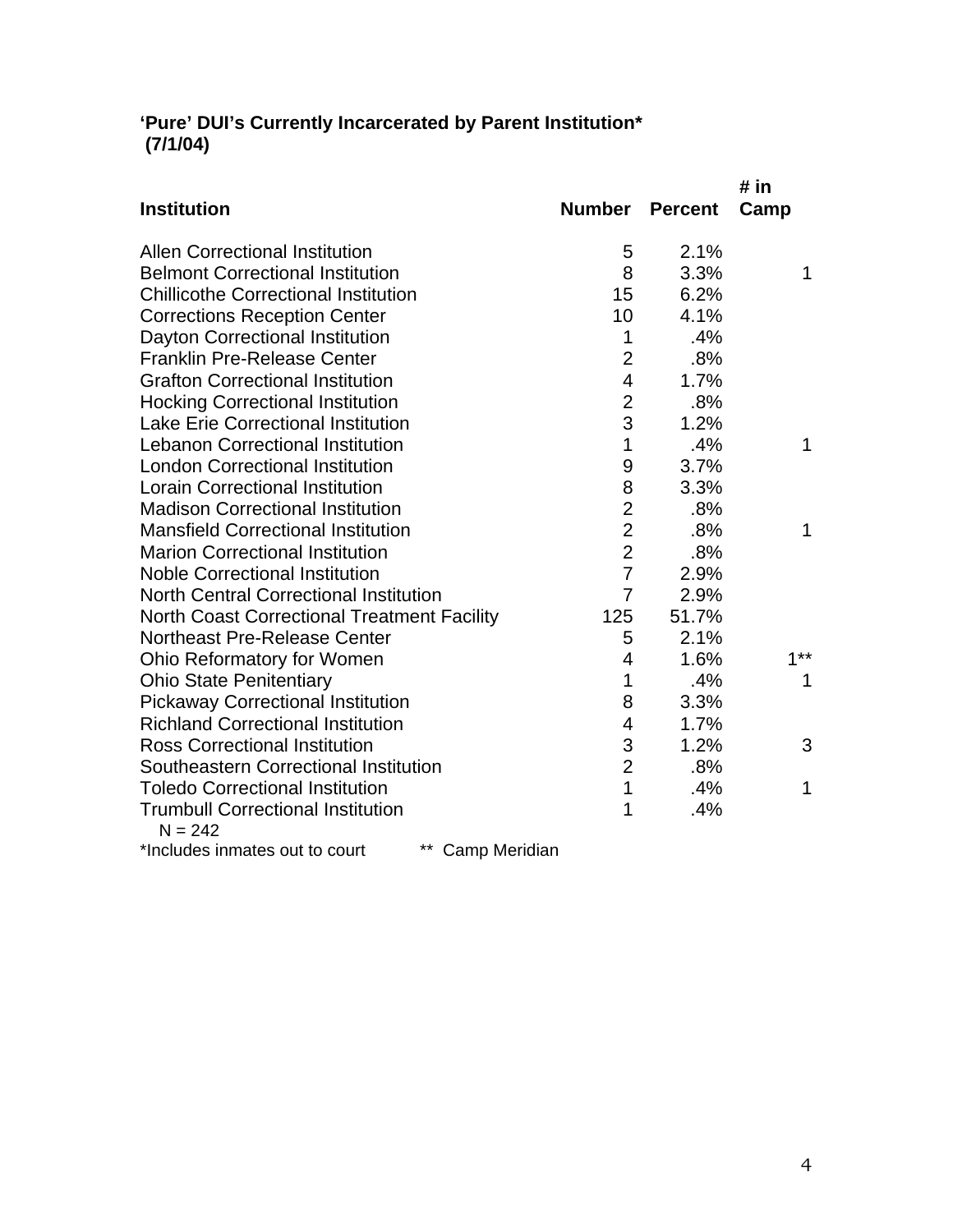**‘Pure’ DUI’s Currently Incarcerated by Parent Institution***
**(7/1/04)**

| Institution | Number | Percent | # in Camp |
|---|---|---|---|
| Allen Correctional Institution | 5 | 2.1% | |
| Belmont Correctional Institution | 8 | 3.3% | 1 |
| Chillicothe Correctional Institution | 15 | 6.2% | |
| Corrections Reception Center | 10 | 4.1% | |
| Dayton Correctional Institution | 1 | .4% | |
| Franklin Pre-Release Center | 2 | .8% | |
| Grafton Correctional Institution | 4 | 1.7% | |
| Hocking Correctional Institution | 2 | .8% | |
| Lake Erie Correctional Institution | 3 | 1.2% | |
| Lebanon Correctional Institution | 1 | .4% | 1 |
| London Correctional Institution | 9 | 3.7% | |
| Lorain Correctional Institution | 8 | 3.3% | |
| Madison Correctional Institution | 2 | .8% | |
| Mansfield Correctional Institution | 2 | .8% | 1 |
| Marion Correctional Institution | 2 | .8% | |
| Noble Correctional Institution | 7 | 2.9% | |
| North Central Correctional Institution | 7 | 2.9% | |
| North Coast Correctional Treatment Facility | 125 | 51.7% | |
| Northeast Pre-Release Center | 5 | 2.1% | |
| Ohio Reformatory for Women | 4 | 1.6% | 1** |
| Ohio State Penitentiary | 1 | .4% | 1 |
| Pickaway Correctional Institution | 8 | 3.3% | |
| Richland Correctional Institution | 4 | 1.7% | |
| Ross Correctional Institution | 3 | 1.2% | 3 |
| Southeastern Correctional Institution | 2 | .8% | |
| Toledo Correctional Institution | 1 | .4% | 1 |
| Trumbull Correctional Institution | 1 | .4% | |

N = 242

*Includes inmates out to court ** Camp Meridian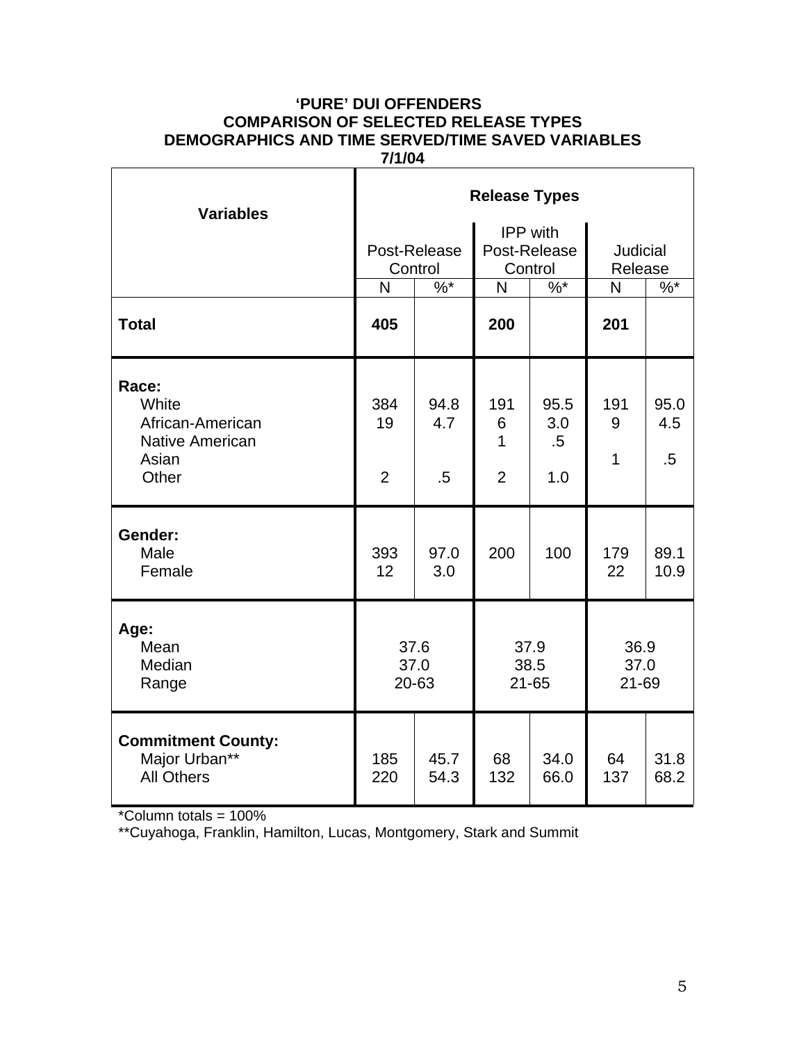**'PURE' DUI OFFENDERS**
**COMPARISON OF SELECTED RELEASE TYPES**
**DEMOGRAPHICS AND TIME SERVED/TIME SAVED VARIABLES**
**7/1/04**

| Variables | Release Types | | | | | |
|---|---|---|---|---|---|---|
| | Post-Release Control | | IPP with Post-Release Control | | Judicial Release | |
| | N | %* | N | %* | N | %* |
| **Total** | **405** | | **200** | | **201** | |
| **Race:** | | | | | | |
| White | 384 | 94.8 | 191 | 95.5 | 191 | 95.0 |
| African-American | 19 | 4.7 | 6 | 3.0 | 9 | 4.5 |
| Native American | | | 1 | .5 | | |
| Asian | | | | | 1 | .5 |
| Other | 2 | .5 | 2 | 1.0 | | |
| **Gender:** | | | | | | |
| Male | 393 | 97.0 | 200 | 100 | 179 | 89.1 |
| Female | 12 | 3.0 | | | 22 | 10.9 |
| **Age:** | | | | | | |
| Mean | 37.6 | | 37.9 | | 36.9 | |
| Median | 37.0 | | 38.5 | | 37.0 | |
| Range | 20-63 | | 21-65 | | 21-69 | |
| **Commitment County:** | | | | | | |
| Major Urban** | 185 | 45.7 | 68 | 34.0 | 64 | 31.8 |
| All Others | 220 | 54.3 | 132 | 66.0 | 137 | 68.2 |

*Column totals = 100%
**Cuyahoga, Franklin, Hamilton, Lucas, Montgomery, Stark and Summit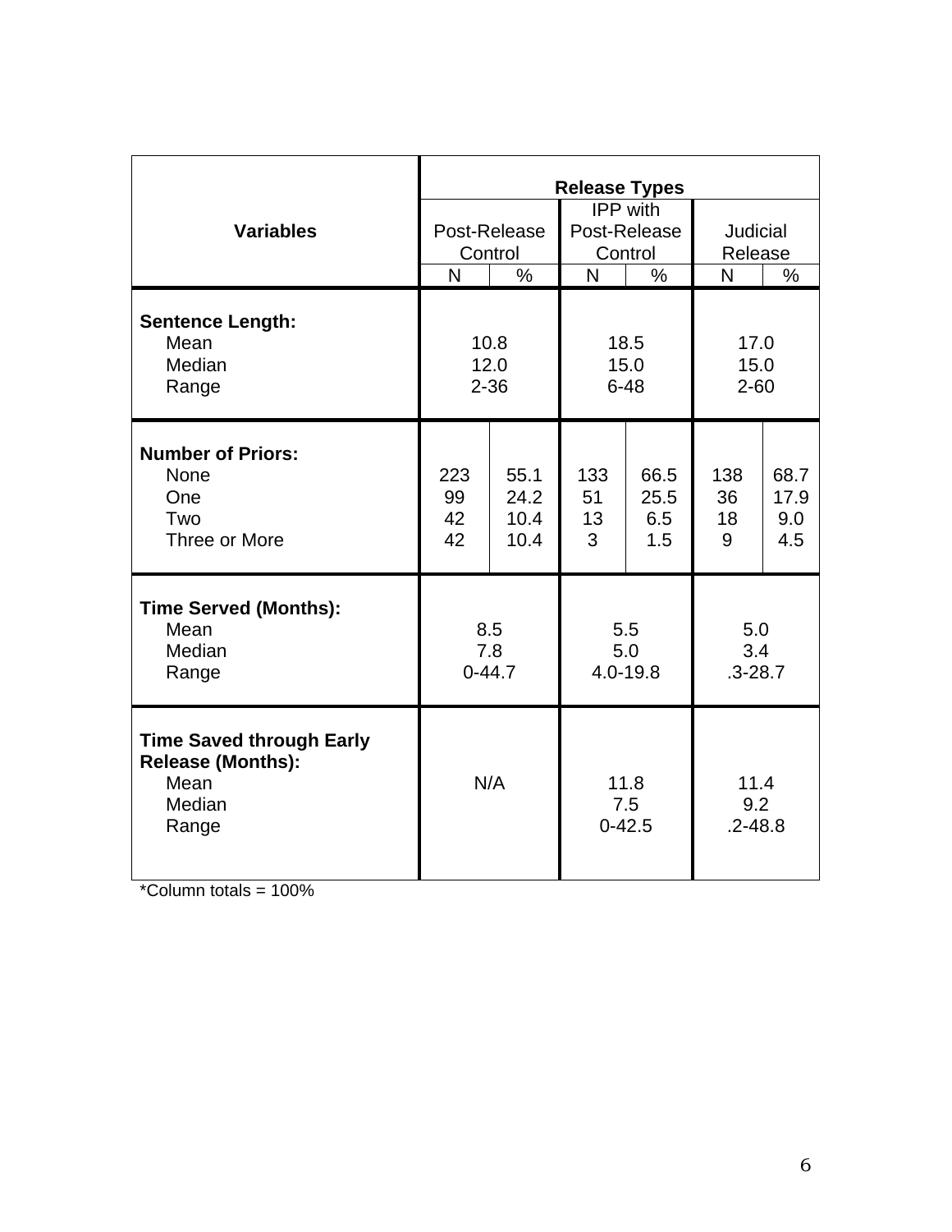| Variables | Release Types | | | | | |
|---|---|---|---|---|---|---|
| | Post-Release Control | | IPP with Post-Release Control | | Judicial Release | |
| | N | % | N | % | N | % |
| **Sentence Length:** | | | | | | |
| Mean | 10.8 | | 18.5 | | 17.0 | |
| Median | 12.0 | | 15.0 | | 15.0 | |
| Range | 2-36 | | 6-48 | | 2-60 | |
| **Number of Priors:** | | | | | | |
| None | 223 | 55.1 | 133 | 66.5 | 138 | 68.7 |
| One | 99 | 24.2 | 51 | 25.5 | 36 | 17.9 |
| Two | 42 | 10.4 | 13 | 6.5 | 18 | 9.0 |
| Three or More | 42 | 10.4 | 3 | 1.5 | 9 | 4.5 |
| **Time Served (Months):** | | | | | | |
| Mean | 8.5 | | 5.5 | | 5.0 | |
| Median | 7.8 | | 5.0 | | 3.4 | |
| Range | 0-44.7 | | 4.0-19.8 | | .3-28.7 | |
| **Time Saved through Early Release (Months):** | | | | | | |
| Mean | N/A | | 11.8 | | 11.4 | |
| Median | | | 7.5 | | 9.2 | |
| Range | | | 0-42.5 | | .2-48.8 | |

*Column totals = 100%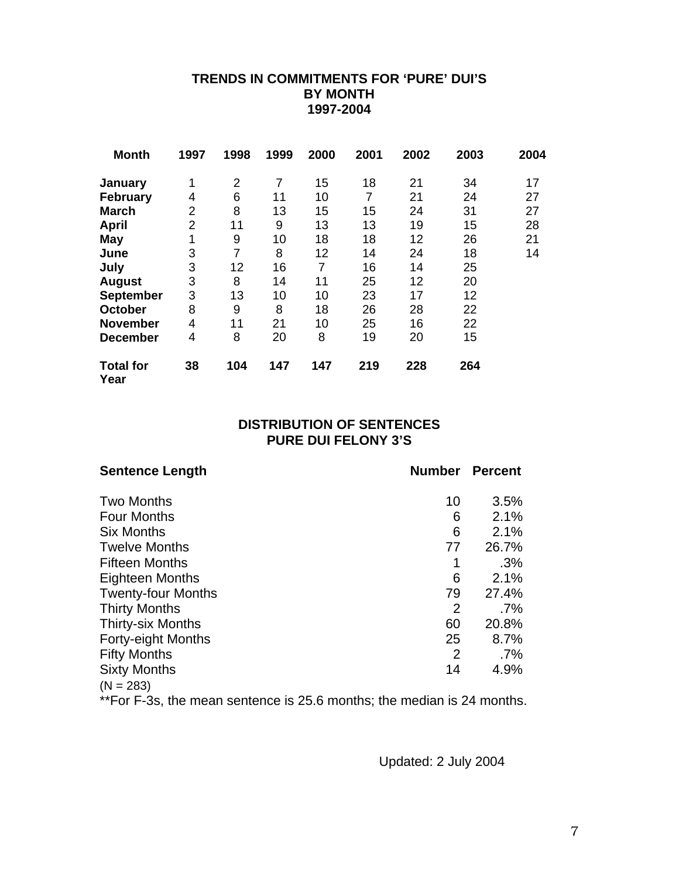**TRENDS IN COMMITMENTS FOR 'PURE' DUI'S**
**BY MONTH**
**1997-2004**

| Month | 1997 | 1998 | 1999 | 2000 | 2001 | 2002 | 2003 | 2004 |
|---|---|---|---|---|---|---|---|---|
| **January** | 1 | 2 | 7 | 15 | 18 | 21 | 34 | 17 |
| **February** | 4 | 6 | 11 | 10 | 7 | 21 | 24 | 27 |
| **March** | 2 | 8 | 13 | 15 | 15 | 24 | 31 | 27 |
| **April** | 2 | 11 | 9 | 13 | 13 | 19 | 15 | 28 |
| **May** | 1 | 9 | 10 | 18 | 18 | 12 | 26 | 21 |
| **June** | 3 | 7 | 8 | 12 | 14 | 24 | 18 | 14 |
| **July** | 3 | 12 | 16 | 7 | 16 | 14 | 25 | |
| **August** | 3 | 8 | 14 | 11 | 25 | 12 | 20 | |
| **September** | 3 | 13 | 10 | 10 | 23 | 17 | 12 | |
| **October** | 8 | 9 | 8 | 18 | 26 | 28 | 22 | |
| **November** | 4 | 11 | 21 | 10 | 25 | 16 | 22 | |
| **December** | 4 | 8 | 20 | 8 | 19 | 20 | 15 | |
| **Total for Year** | **38** | **104** | **147** | **147** | **219** | **228** | **264** | |

**DISTRIBUTION OF SENTENCES**
**PURE DUI FELONY 3'S**

| Sentence Length | Number | Percent |
|---|---|---|
| Two Months | 10 | 3.5% |
| Four Months | 6 | 2.1% |
| Six Months | 6 | 2.1% |
| Twelve Months | 77 | 26.7% |
| Fifteen Months | 1 | .3% |
| Eighteen Months | 6 | 2.1% |
| Twenty-four Months | 79 | 27.4% |
| Thirty Months | 2 | .7% |
| Thirty-six Months | 60 | 20.8% |
| Forty-eight Months | 25 | 8.7% |
| Fifty Months | 2 | .7% |
| Sixty Months | 14 | 4.9% |

(N = 283)

**For F-3s, the mean sentence is 25.6 months; the median is 24 months.

Updated: 2 July 2004